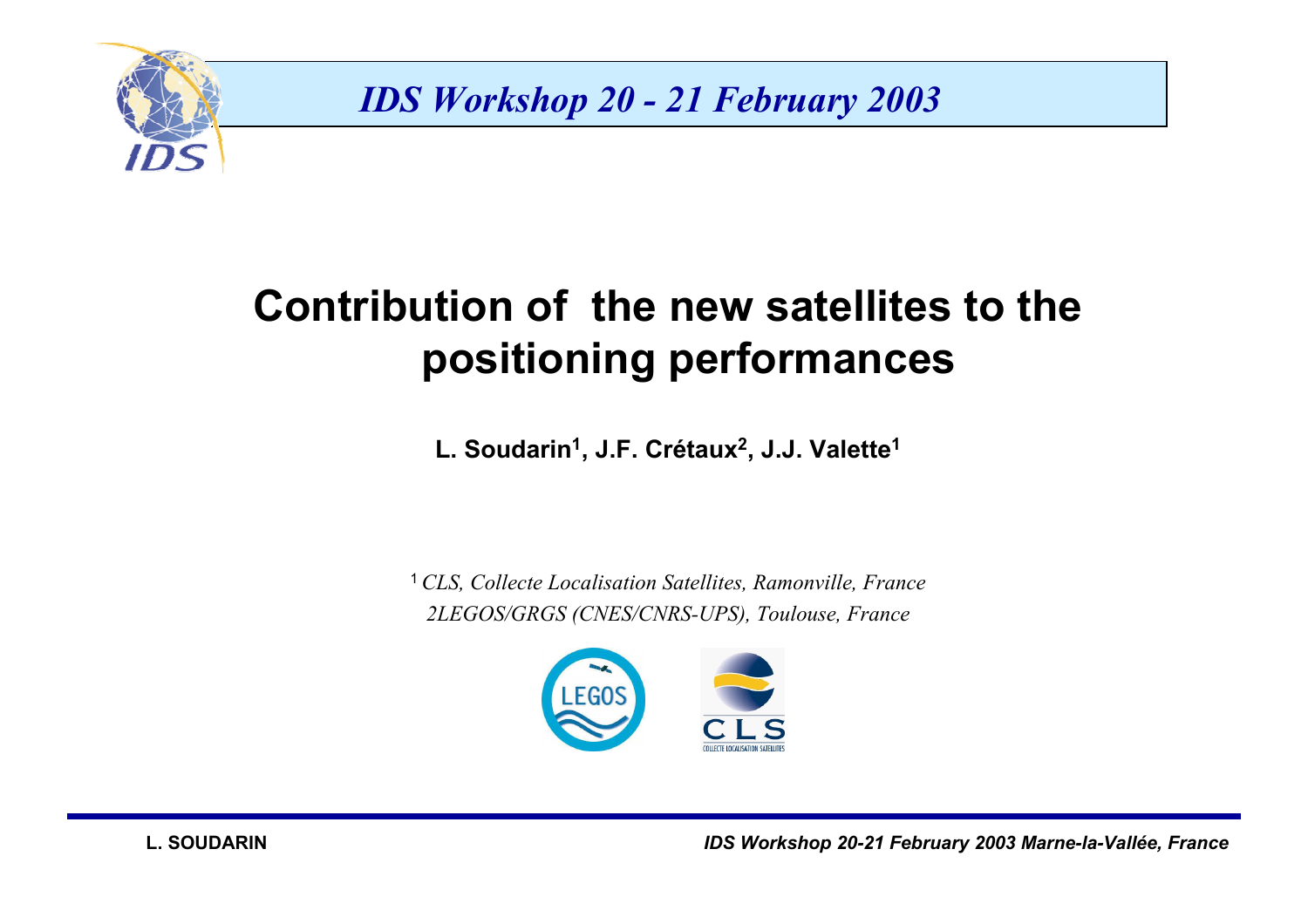*IDS Workshop 20 - 21 February 2003*

# Contribution of the new satellites to the positioning performances

**L. Soudarin[1], J.F. Crétaux[2], J.J. Valette[1]**

[1] *CLS, Collecte Localisation Satellites, Ramonville, France*
*2LEGOS/GRGS (CNES/CNRS-UPS), Toulouse, France*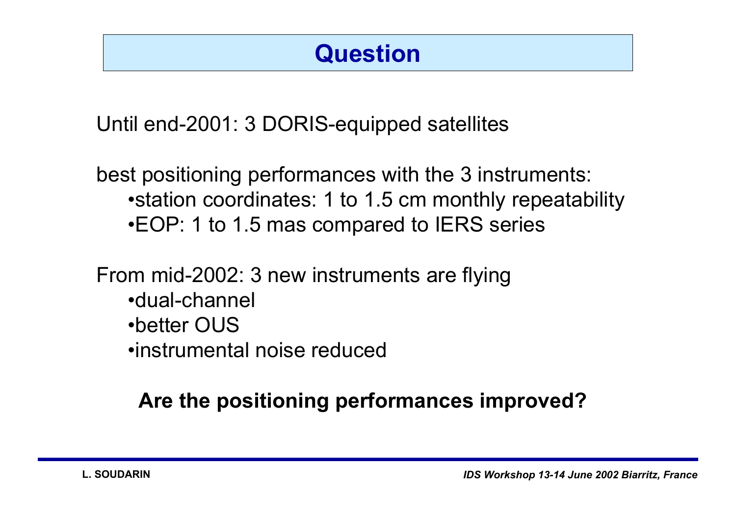# Question

Until end-2001: 3 DORIS-equipped satellites

best positioning performances with the 3 instruments:

- station coordinates: 1 to 1.5 cm monthly repeatability
- EOP: 1 to 1.5 mas compared to IERS series

From mid-2002: 3 new instruments are flying

- dual-channel
- better OUS
- instrumental noise reduced

**Are the positioning performances improved?**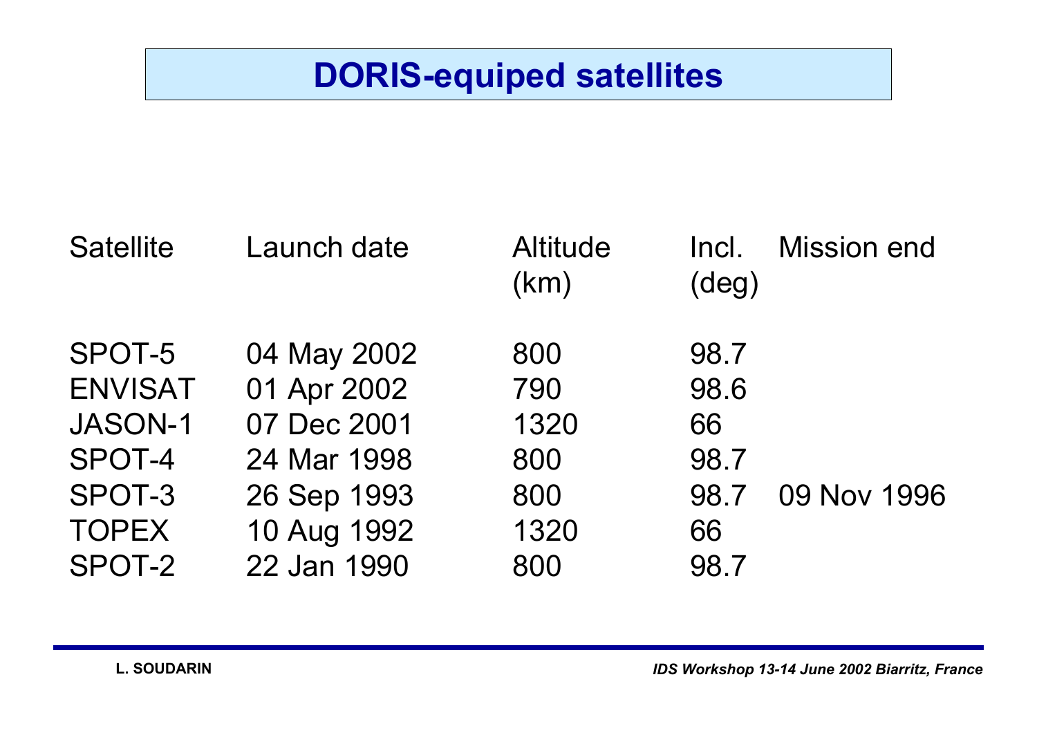# DORIS-equiped satellites

| Satellite | Launch date | Altitude (km) | Incl. (deg) | Mission end |
|---|---|---|---|---|
| SPOT-5 | 04 May 2002 | 800 | 98.7 | |
| ENVISAT | 01 Apr 2002 | 790 | 98.6 | |
| JASON-1 | 07 Dec 2001 | 1320 | 66 | |
| SPOT-4 | 24 Mar 1998 | 800 | 98.7 | |
| SPOT-3 | 26 Sep 1993 | 800 | 98.7 | 09 Nov 1996 |
| TOPEX | 10 Aug 1992 | 1320 | 66 | |
| SPOT-2 | 22 Jan 1990 | 800 | 98.7 | |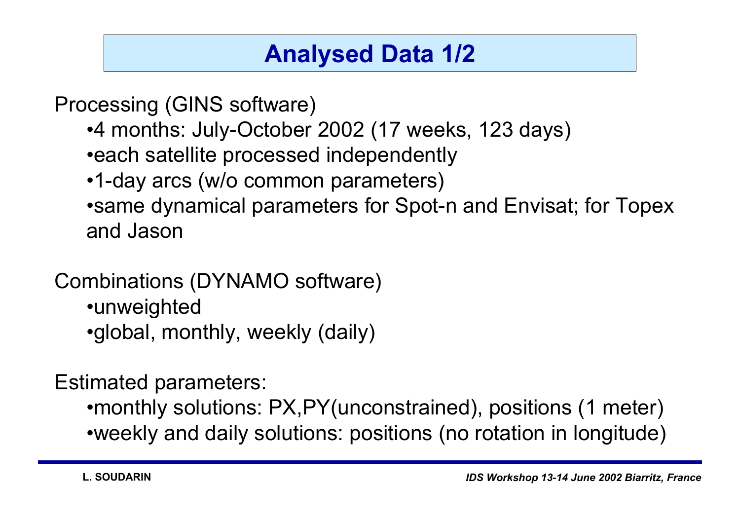# Analysed Data 1/2

Processing (GINS software)

- 4 months: July-October 2002 (17 weeks, 123 days)
- each satellite processed independently
- 1-day arcs (w/o common parameters)
- same dynamical parameters for Spot-n and Envisat; for Topex and Jason

Combinations (DYNAMO software)

- unweighted
- global, monthly, weekly (daily)

Estimated parameters:

- monthly solutions: PX,PY(unconstrained), positions (1 meter)
- weekly and daily solutions: positions (no rotation in longitude)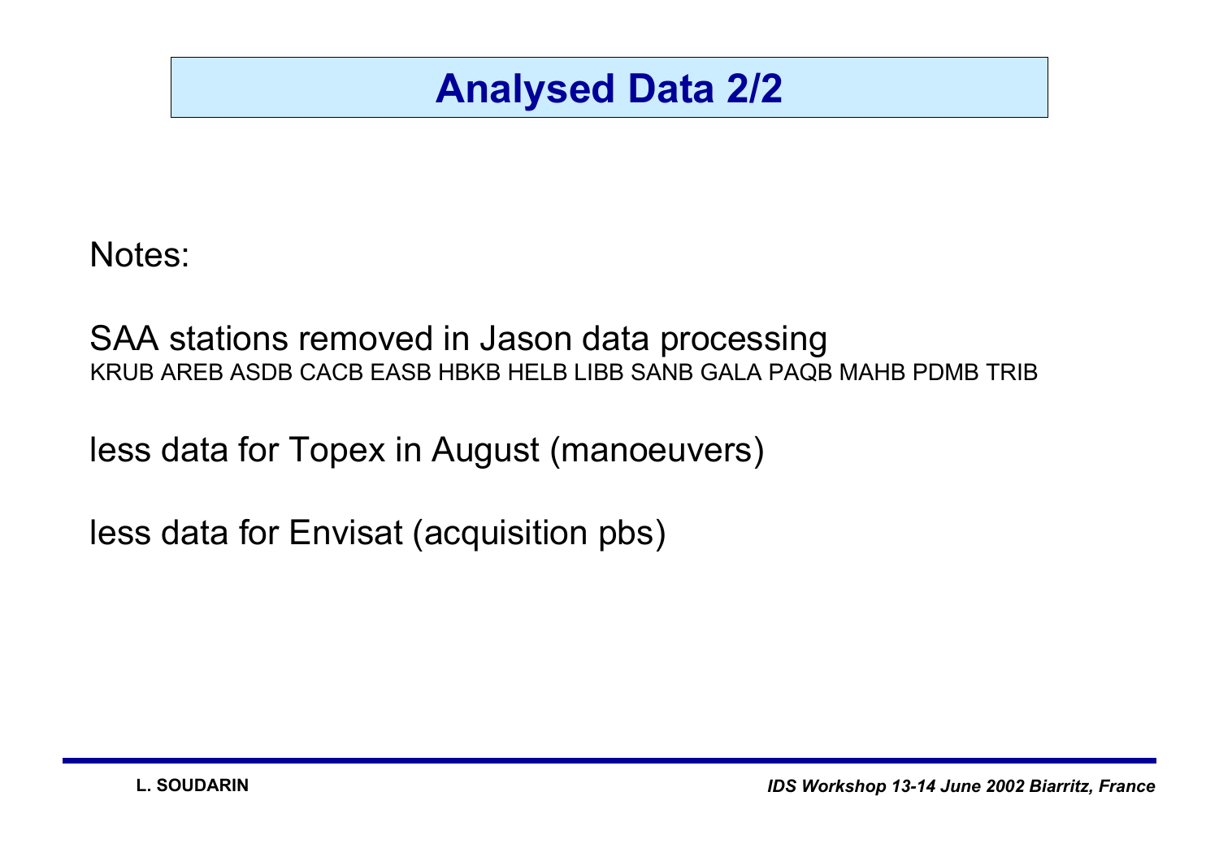# Analysed Data 2/2

Notes:

SAA stations removed in Jason data processing
KRUB AREB ASDB CACB EASB HBKB HELB LIBB SANB GALA PAQB MAHB PDMB TRIB

less data for Topex in August (manoeuvers)

less data for Envisat (acquisition pbs)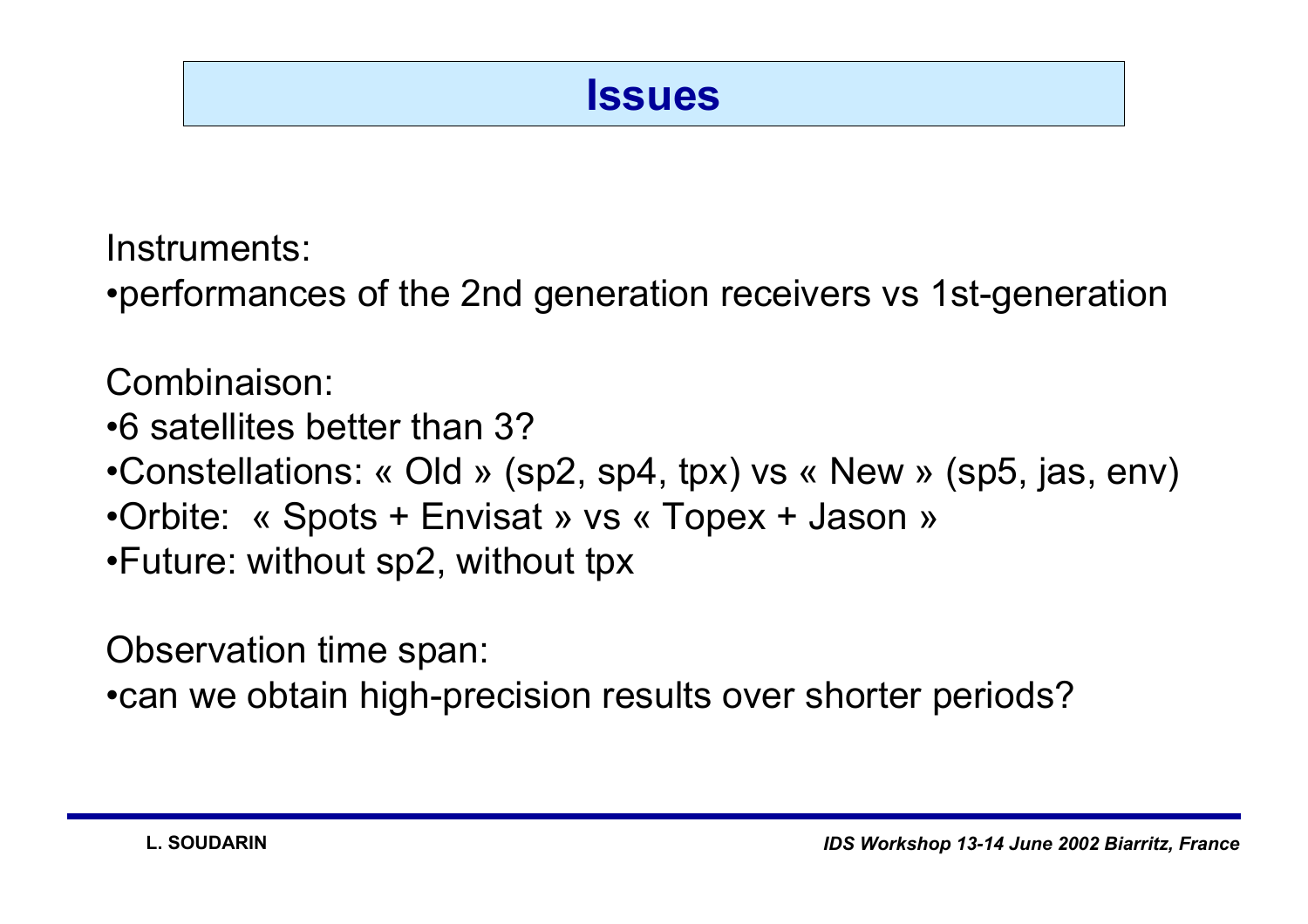# Issues

Instruments:
- performances of the 2nd generation receivers vs 1st-generation

Combinaison:
- 6 satellites better than 3?
- Constellations: « Old » (sp2, sp4, tpx) vs « New » (sp5, jas, env)
- Orbite: « Spots + Envisat » vs « Topex + Jason »
- Future: without sp2, without tpx

Observation time span:
- can we obtain high-precision results over shorter periods?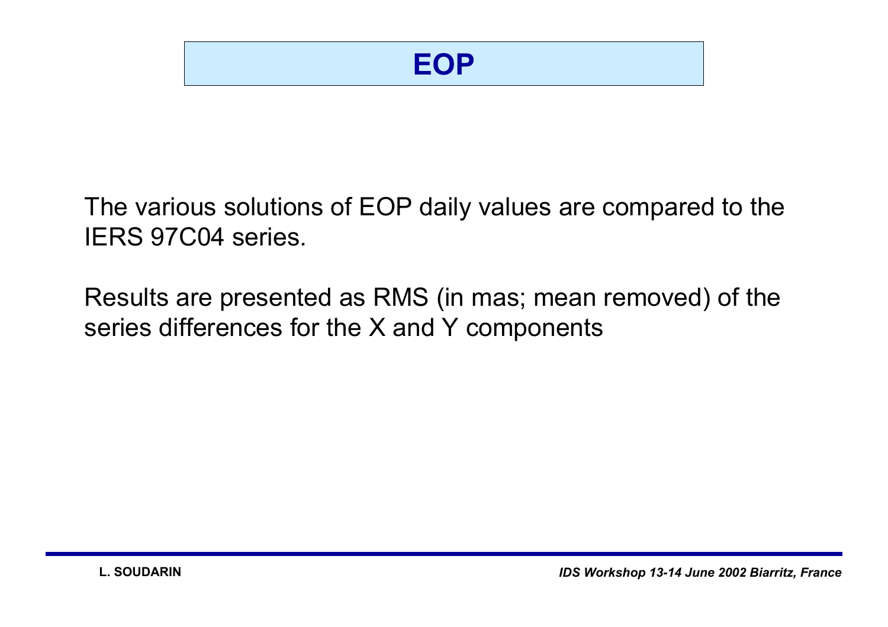# EOP

The various solutions of EOP daily values are compared to the IERS 97C04 series.

Results are presented as RMS (in mas; mean removed) of the series differences for the X and Y components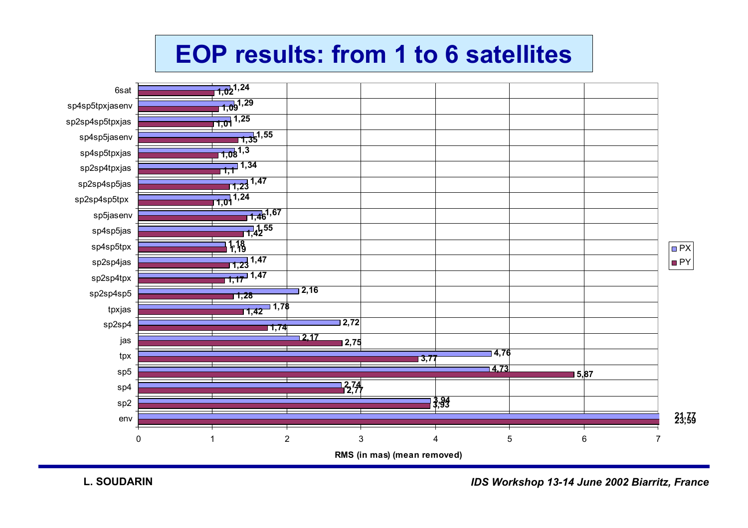# EOP results: from 1 to 6 satellites

| Configuration | PX | PY |
|---|---|---|
| 6sat | 1,24 | 1,02 |
| sp4sp5tpxjasenv | 1,29 | 1,09 |
| sp2sp4sp5tpxjas | 1,25 | 1,01 |
| sp4sp5jasenv | 1,55 | 1,35 |
| sp4sp5tpxjas | 1,3 | 1,08 |
| sp2sp4tpxjas | 1,34 | 1,1 |
| sp2sp4sp5jas | 1,47 | 1,23 |
| sp2sp4sp5tpx | 1,24 | 1,01 |
| sp5jasenv | 1,67 | 1,46 |
| sp4sp5jas | 1,55 | 1,42 |
| sp4sp5tpx | 1,18 | 1,19 |
| sp2sp4jas | 1,47 | 1,23 |
| sp2sp4tpx | 1,47 | 1,17 |
| sp2sp4sp5 | 2,16 | 1,28 |
| tpxjas | 1,78 | 1,42 |
| sp2sp4 | 2,72 | 1,74 |
| jas | 2,17 | 2,75 |
| tpx | 4,76 | 3,77 |
| sp5 | 4,73 | 5,87 |
| sp4 | 2,74 | 2,77 |
| sp2 | 3,94 | 3,93 |
| env | 21,77 | 23,59 |

RMS (in mas) (mean removed)

L. SOUDARIN

*IDS Workshop 13-14 June 2002 Biarritz, France*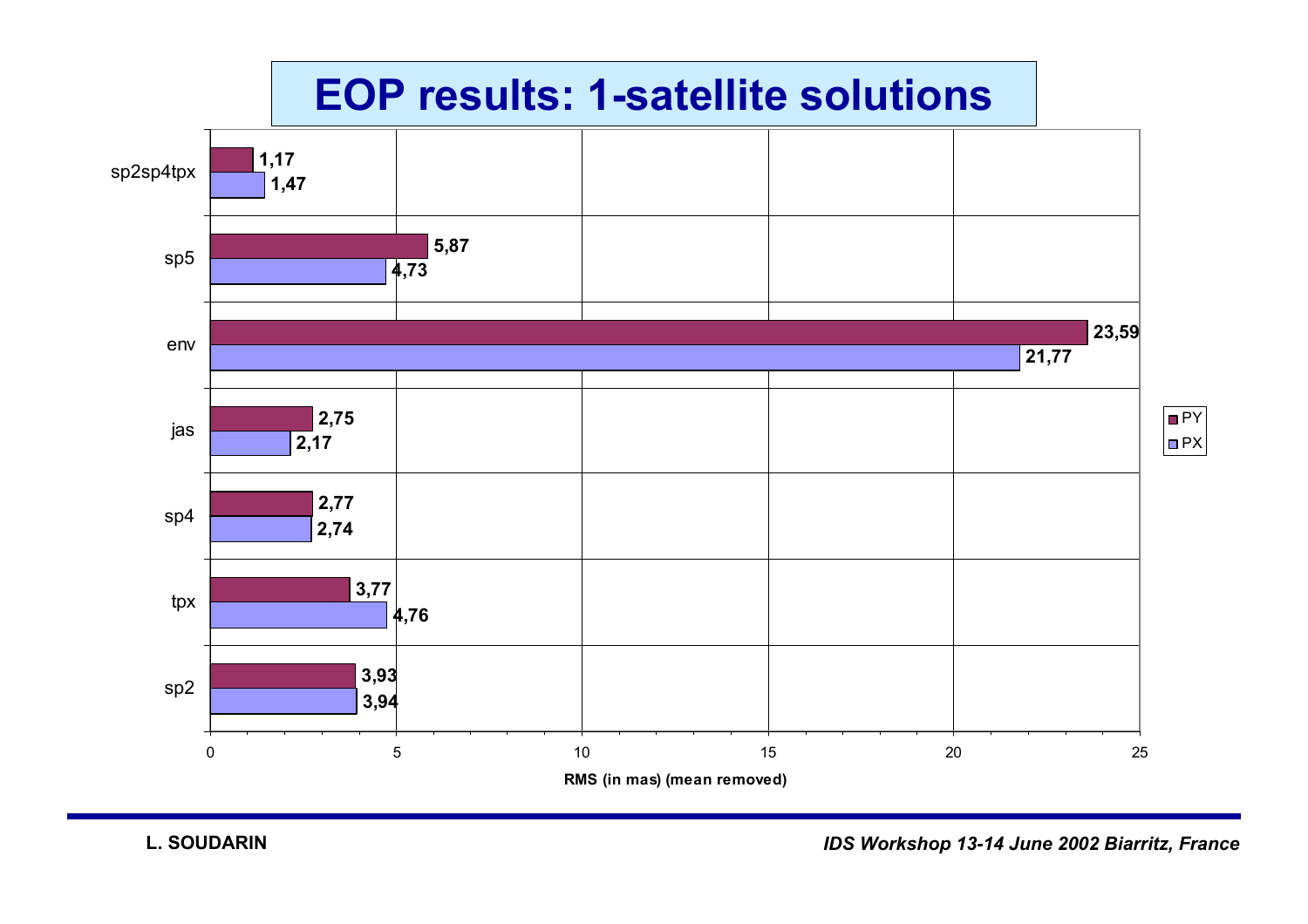# EOP results: 1-satellite solutions

| | PY | PX |
|---|---|---|
| sp2sp4tpx | 1,17 | 1,47 |
| sp5 | 5,87 | 4,73 |
| env | 23,59 | 21,77 |
| jas | 2,75 | 2,17 |
| sp4 | 2,77 | 2,74 |
| tpx | 3,77 | 4,76 |
| sp2 | 3,93 | 3,94 |

RMS (in mas) (mean removed)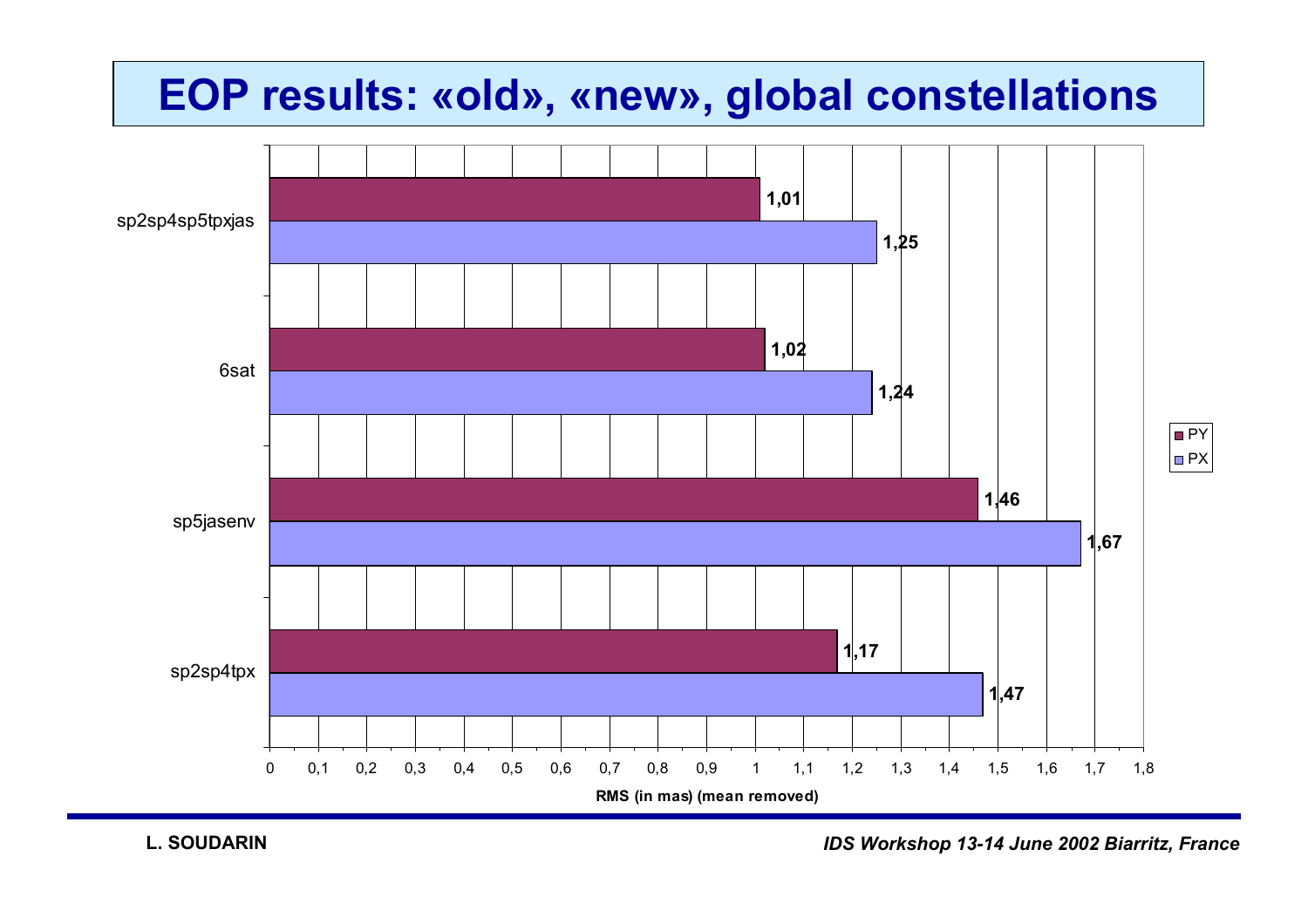# EOP results: «old», «new», global constellations

| Solution | PY | PX |
|---|---|---|
| sp2sp4sp5tpxjas | 1,01 | 1,25 |
| 6sat | 1,02 | 1,24 |
| sp5jasenv | 1,46 | 1,67 |
| sp2sp4tpx | 1,17 | 1,47 |

RMS (in mas) (mean removed)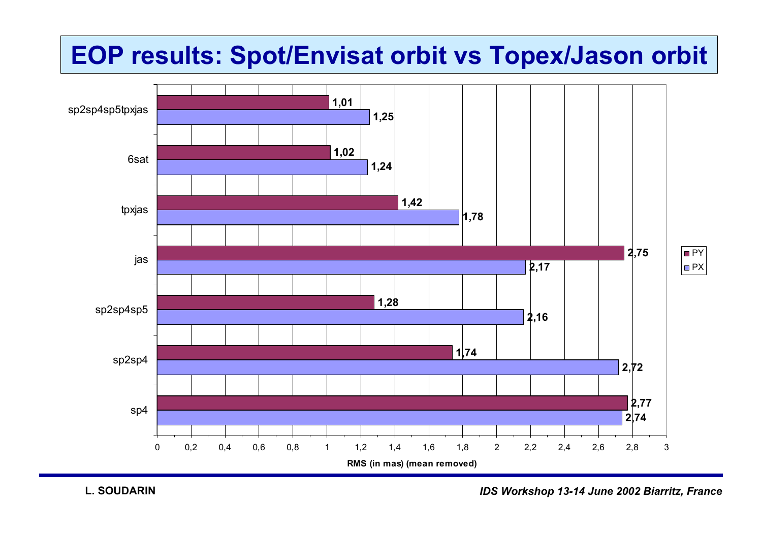# EOP results: Spot/Envisat orbit vs Topex/Jason orbit

| Solution | PY | PX |
|---|---|---|
| sp2sp4sp5tpxjas | 1,01 | 1,25 |
| 6sat | 1,02 | 1,24 |
| tpxjas | 1,42 | 1,78 |
| jas | 2,75 | 2,17 |
| sp2sp4sp5 | 1,28 | 2,16 |
| sp2sp4 | 1,74 | 2,72 |
| sp4 | 2,77 | 2,74 |

RMS (in mas) (mean removed)

L. SOUDARIN

*IDS Workshop 13-14 June 2002 Biarritz, France*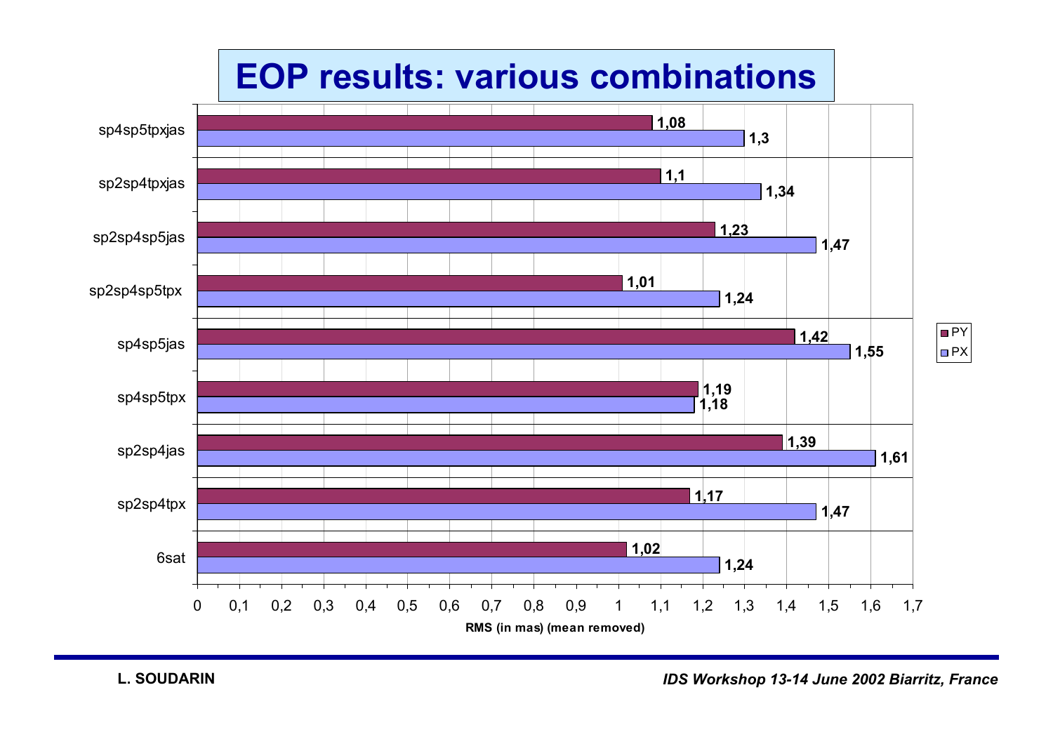# EOP results: various combinations

| Combination | PY | PX |
| --- | --- | --- |
| sp4sp5tpxjas | 1,08 | 1,3 |
| sp2sp4tpxjas | 1,1 | 1,34 |
| sp2sp4sp5jas | 1,23 | 1,47 |
| sp2sp4sp5tpx | 1,01 | 1,24 |
| sp4sp5jas | 1,42 | 1,55 |
| sp4sp5tpx | 1,19 | 1,18 |
| sp2sp4jas | 1,39 | 1,61 |
| sp2sp4tpx | 1,17 | 1,47 |
| 6sat | 1,02 | 1,24 |

RMS (in mas) (mean removed)

L. SOUDARIN

*IDS Workshop 13-14 June 2002 Biarritz, France*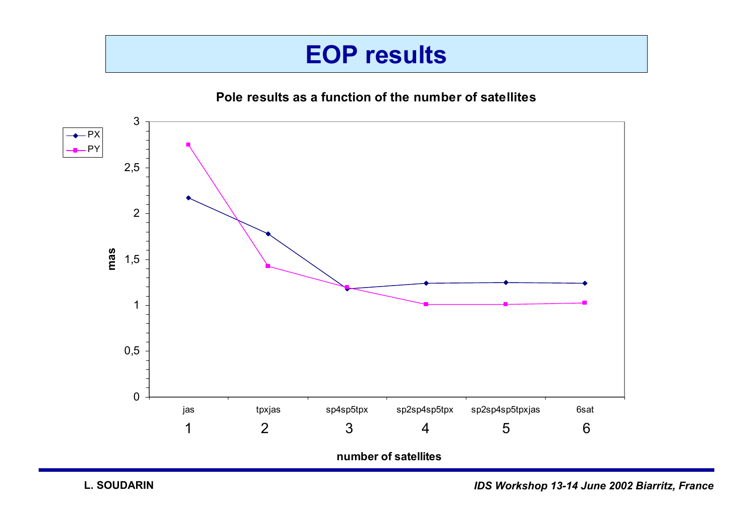# EOP results

**Pole results as a function of the number of satellites**

| number of satellites | | PX (mas) | PY (mas) |
|---|---|---|---|
| 1 | jas | 2.17 | 2.75 |
| 2 | tpxjas | 1.78 | 1.43 |
| 3 | sp4sp5tpx | 1.18 | 1.20 |
| 4 | sp2sp4sp5tpx | 1.24 | 1.01 |
| 5 | sp2sp4sp5tpxjas | 1.25 | 1.01 |
| 6 | 6sat | 1.24 | 1.03 |

L. SOUDARIN

*IDS Workshop 13-14 June 2002 Biarritz, France*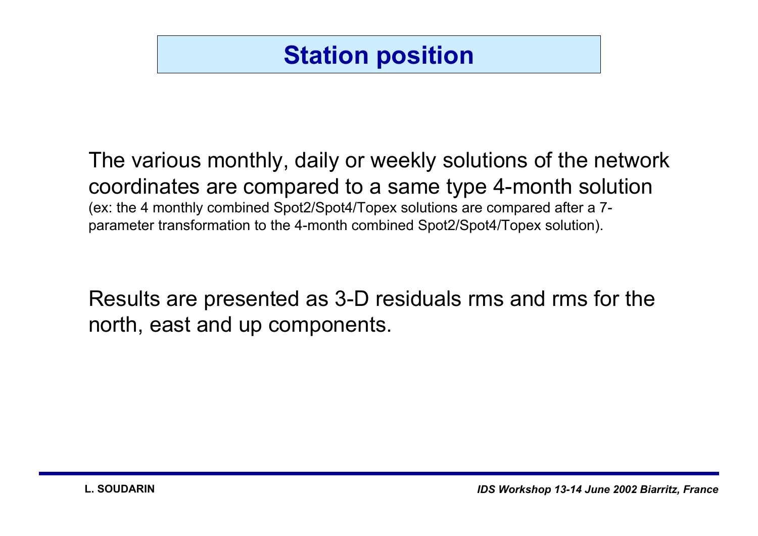# Station position

The various monthly, daily or weekly solutions of the network coordinates are compared to a same type 4-month solution (ex: the 4 monthly combined Spot2/Spot4/Topex solutions are compared after a 7-parameter transformation to the 4-month combined Spot2/Spot4/Topex solution).

Results are presented as 3-D residuals rms and rms for the north, east and up components.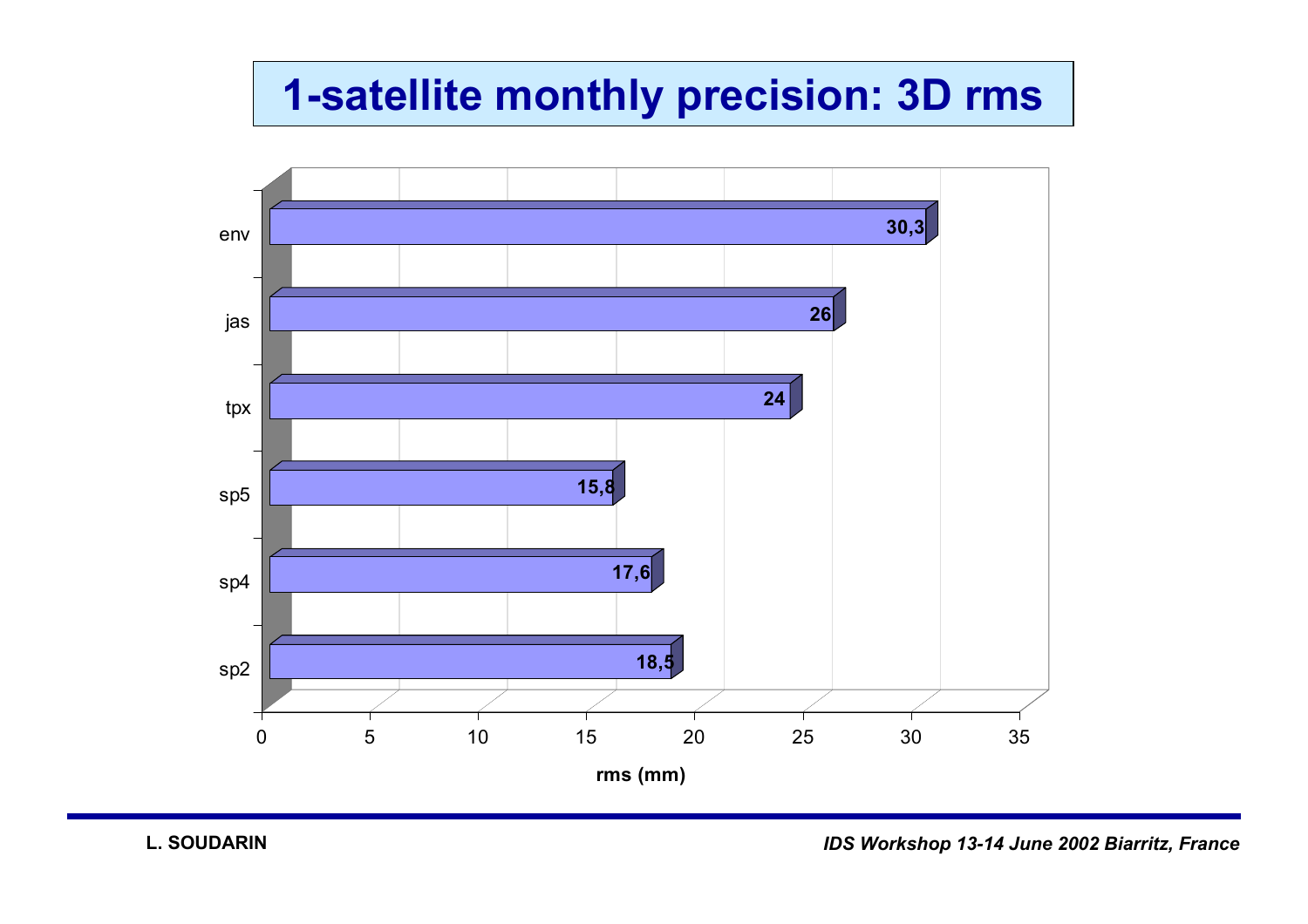# 1-satellite monthly precision: 3D rms

| Satellite | rms (mm) |
|---|---|
| env | 30,3 |
| jas | 26 |
| tpx | 24 |
| sp5 | 15,8 |
| sp4 | 17,6 |
| sp2 | 18,5 |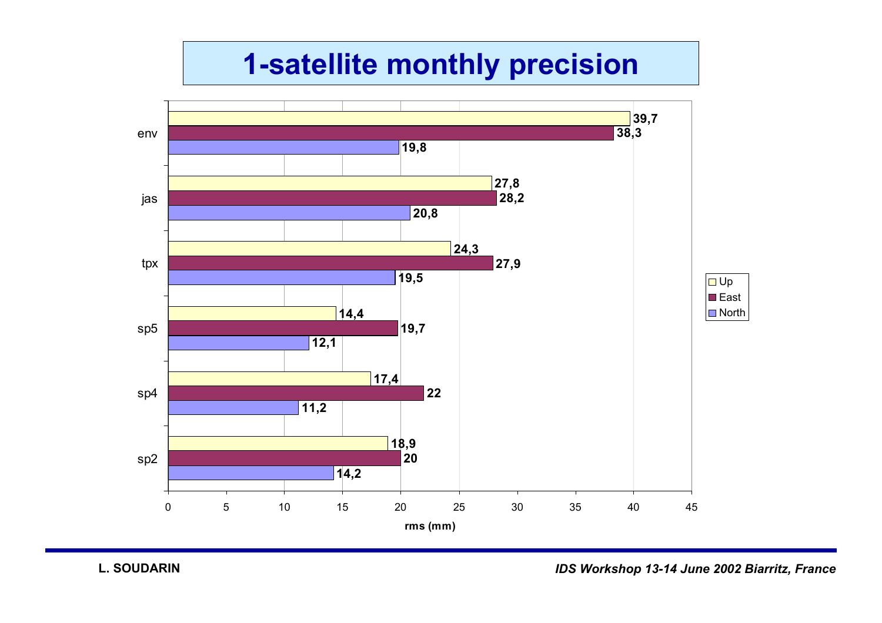# 1-satellite monthly precision

| Satellite | Up | East | North |
|---|---|---|---|
| env | 39,7 | 38,3 | 19,8 |
| jas | 27,8 | 28,2 | 20,8 |
| tpx | 24,3 | 27,9 | 19,5 |
| sp5 | 14,4 | 19,7 | 12,1 |
| sp4 | 17,4 | 22 | 11,2 |
| sp2 | 18,9 | 20 | 14,2 |

rms (mm)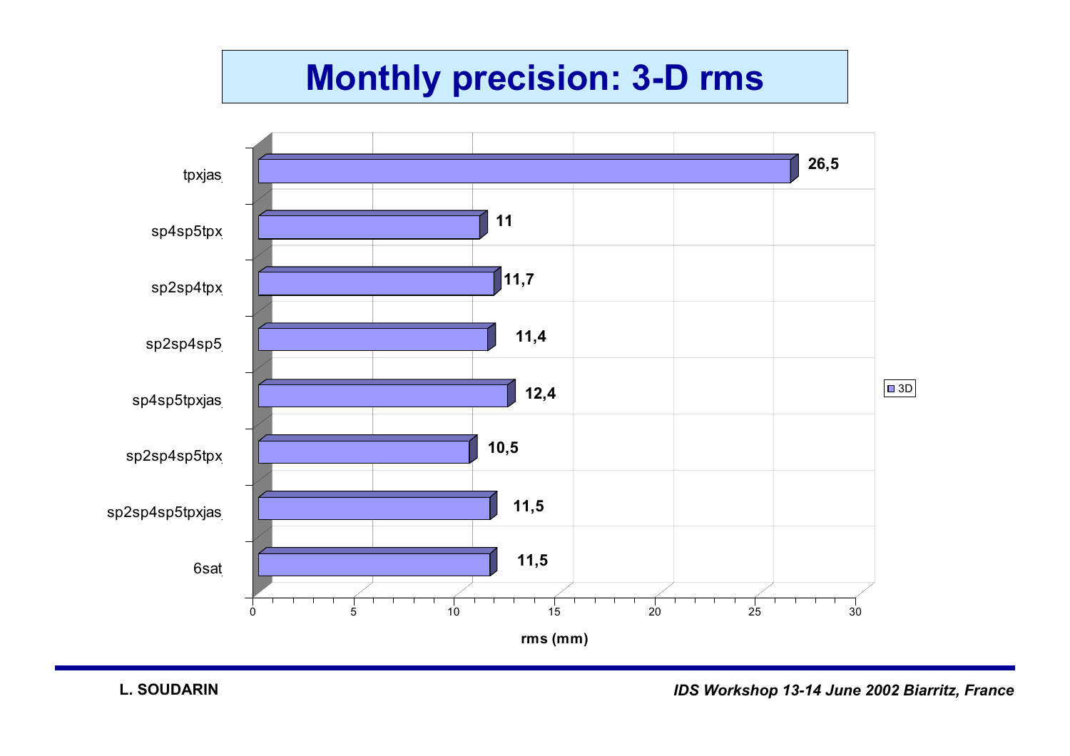# Monthly precision: 3-D rms

| Solution | 3D rms (mm) |
|---|---|
| tpxjas | 26,5 |
| sp4sp5tpx | 11 |
| sp2sp4tpx | 11,7 |
| sp2sp4sp5 | 11,4 |
| sp4sp5tpxjas | 12,4 |
| sp2sp4sp5tpx | 10,5 |
| sp2sp4sp5tpxjas | 11,5 |
| 6sat | 11,5 |

rms (mm)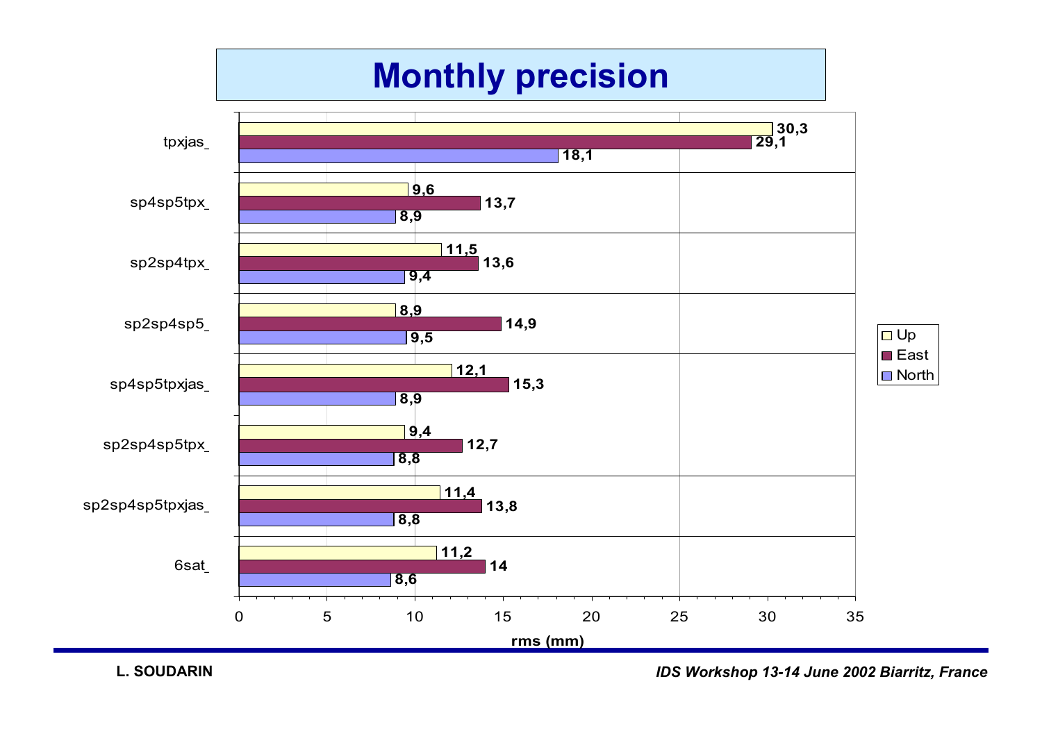# Monthly precision

| | Up | East | North |
|---|---|---|---|
| tpxjas_ | 30,3 | 29,1 | 18,1 |
| sp4sp5tpx_ | 9,6 | 13,7 | 8,9 |
| sp2sp4tpx_ | 11,5 | 13,6 | 9,4 |
| sp2sp4sp5_ | 8,9 | 14,9 | 9,5 |
| sp4sp5tpxjas_ | 12,1 | 15,3 | 8,9 |
| sp2sp4sp5tpx_ | 9,4 | 12,7 | 8,8 |
| sp2sp4sp5tpxjas_ | 11,4 | 13,8 | 8,8 |
| 6sat_ | 11,2 | 14 | 8,6 |

rms (mm)

L. SOUDARIN

*IDS Workshop 13-14 June 2002 Biarritz, France*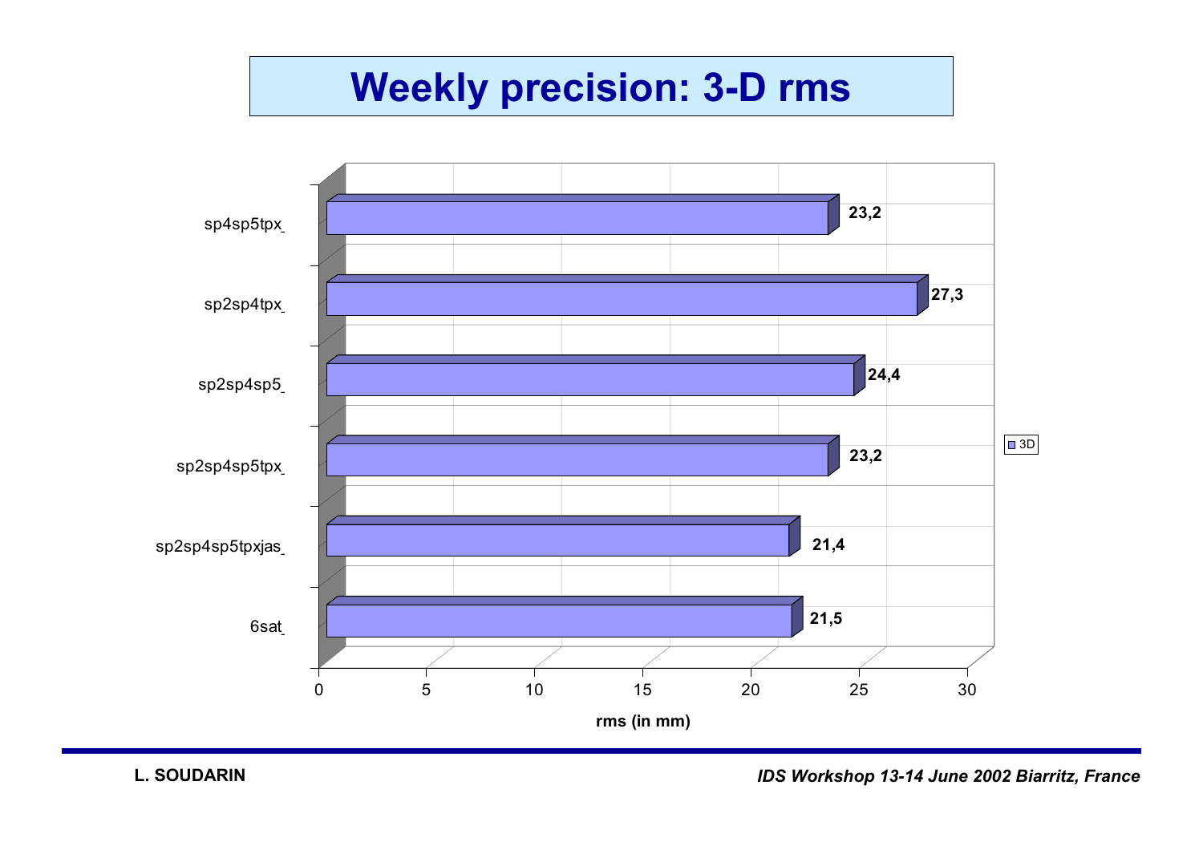# Weekly precision: 3-D rms

| Solution | 3D rms (in mm) |
|---|---|
| sp4sp5tpx | 23,2 |
| sp2sp4tpx | 27,3 |
| sp2sp4sp5 | 24,4 |
| sp2sp4sp5tpx | 23,2 |
| sp2sp4sp5tpxjas | 21,4 |
| 6sat | 21,5 |

rms (in mm)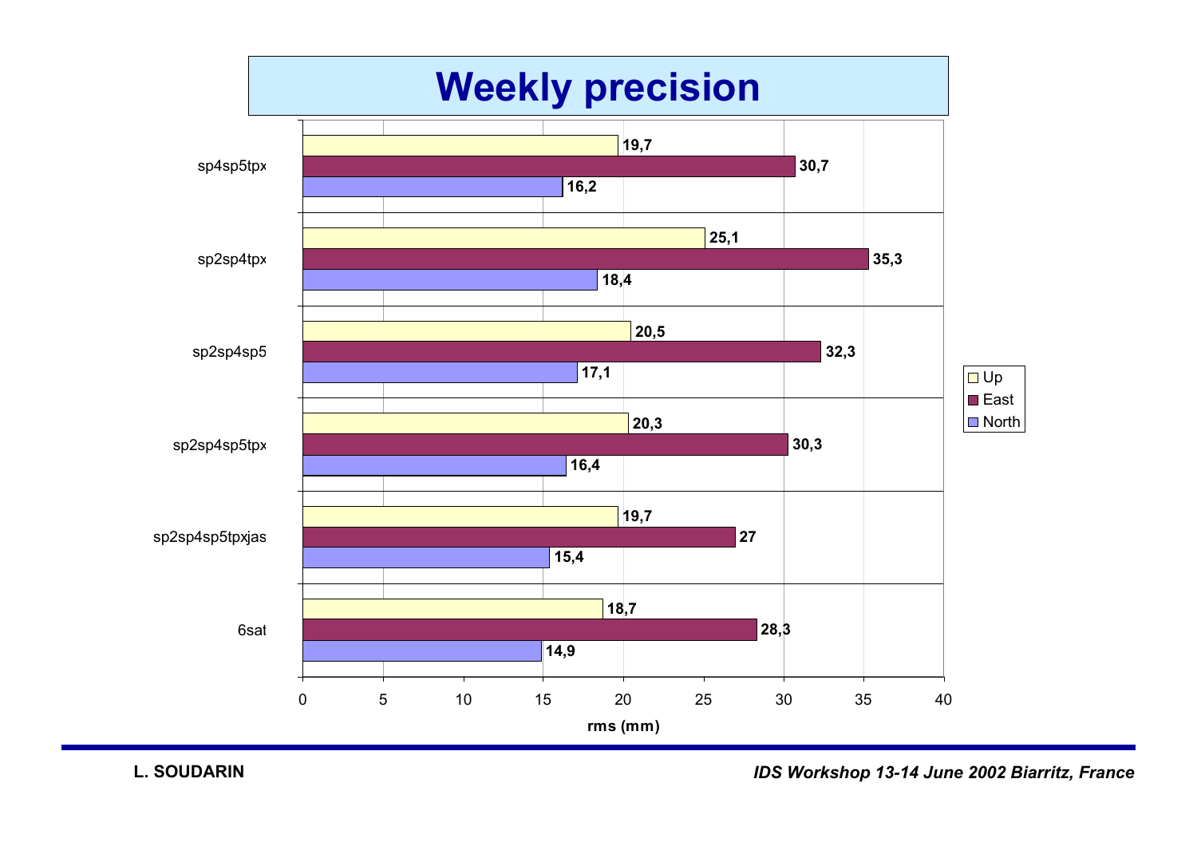# Weekly precision

| Solution | Up | East | North |
|---|---|---|---|
| sp4sp5tpx | 19,7 | 30,7 | 16,2 |
| sp2sp4tpx | 25,1 | 35,3 | 18,4 |
| sp2sp4sp5 | 20,5 | 32,3 | 17,1 |
| sp2sp4sp5tpx | 20,3 | 30,3 | 16,4 |
| sp2sp4sp5tpxjas | 19,7 | 27 | 15,4 |
| 6sat | 18,7 | 28,3 | 14,9 |

rms (mm)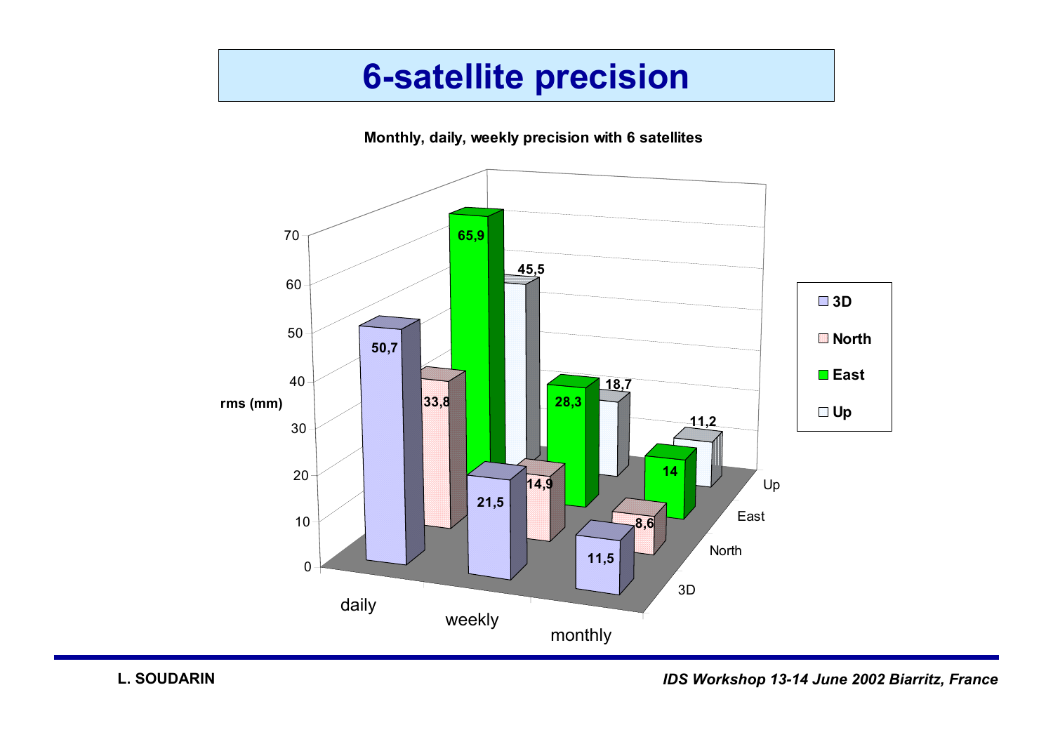# 6-satellite precision

Monthly, daily, weekly precision with 6 satellites

rms (mm)

70
60
50
40
30
20
10
0

daily
weekly
monthly

3D
North
East
Up

50,7
33,8
65,9
45,5
21,5
14,9
28,3
18,7
11,5
8,6
14
11,2

3D
North
East
Up

L. SOUDARIN

*IDS Workshop 13-14 June 2002 Biarritz, France*